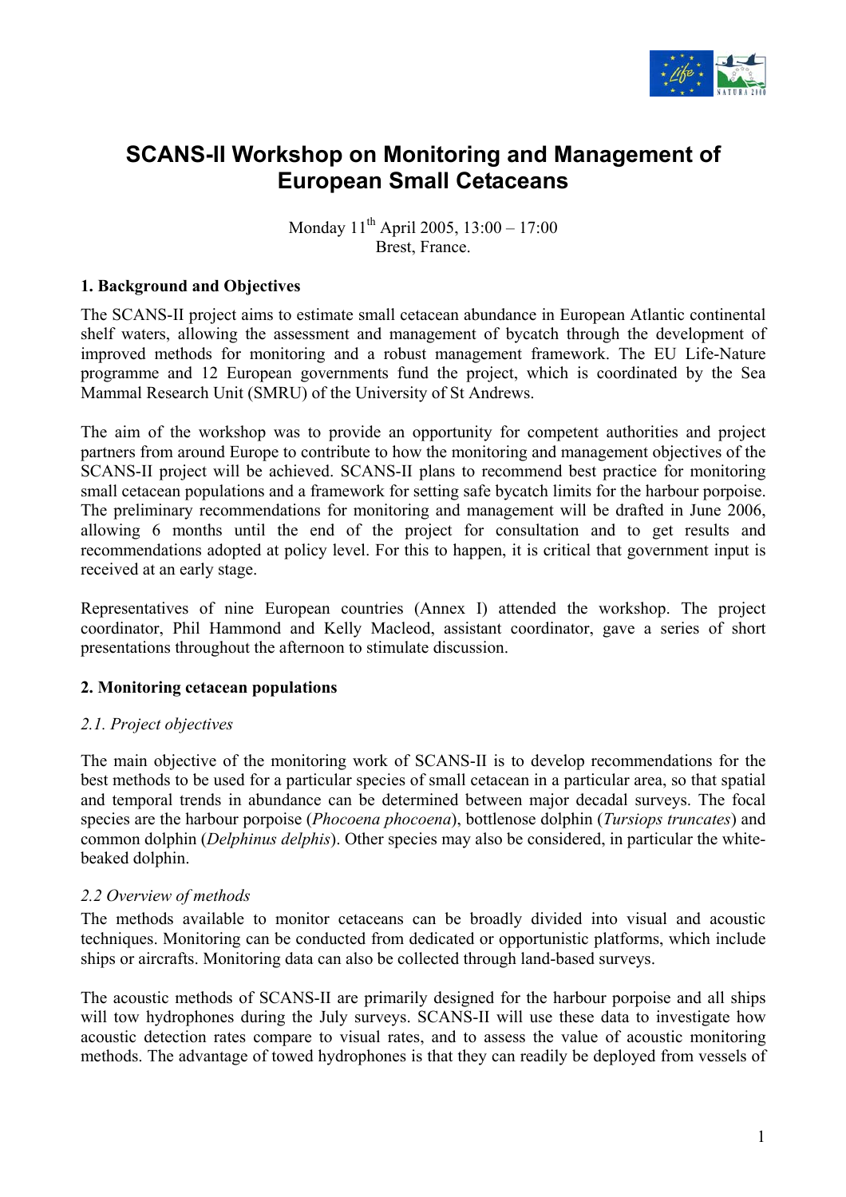# SCANS-II Workshop on Monitoring and Management of European Small Cetaceans

Monday 11th April 2005, 13:00 – 17:00
Brest, France.

## 1. Background and Objectives

The SCANS-II project aims to estimate small cetacean abundance in European Atlantic continental shelf waters, allowing the assessment and management of bycatch through the development of improved methods for monitoring and a robust management framework. The EU Life-Nature programme and 12 European governments fund the project, which is coordinated by the Sea Mammal Research Unit (SMRU) of the University of St Andrews.

The aim of the workshop was to provide an opportunity for competent authorities and project partners from around Europe to contribute to how the monitoring and management objectives of the SCANS-II project will be achieved. SCANS-II plans to recommend best practice for monitoring small cetacean populations and a framework for setting safe bycatch limits for the harbour porpoise. The preliminary recommendations for monitoring and management will be drafted in June 2006, allowing 6 months until the end of the project for consultation and to get results and recommendations adopted at policy level. For this to happen, it is critical that government input is received at an early stage.

Representatives of nine European countries (Annex I) attended the workshop. The project coordinator, Phil Hammond and Kelly Macleod, assistant coordinator, gave a series of short presentations throughout the afternoon to stimulate discussion.

## 2. Monitoring cetacean populations

### *2.1. Project objectives*

The main objective of the monitoring work of SCANS-II is to develop recommendations for the best methods to be used for a particular species of small cetacean in a particular area, so that spatial and temporal trends in abundance can be determined between major decadal surveys. The focal species are the harbour porpoise (*Phocoena phocoena*), bottlenose dolphin (*Tursiops truncates*) and common dolphin (*Delphinus delphis*). Other species may also be considered, in particular the white-beaked dolphin.

### *2.2 Overview of methods*

The methods available to monitor cetaceans can be broadly divided into visual and acoustic techniques. Monitoring can be conducted from dedicated or opportunistic platforms, which include ships or aircrafts. Monitoring data can also be collected through land-based surveys.

The acoustic methods of SCANS-II are primarily designed for the harbour porpoise and all ships will tow hydrophones during the July surveys. SCANS-II will use these data to investigate how acoustic detection rates compare to visual rates, and to assess the value of acoustic monitoring methods. The advantage of towed hydrophones is that they can readily be deployed from vessels of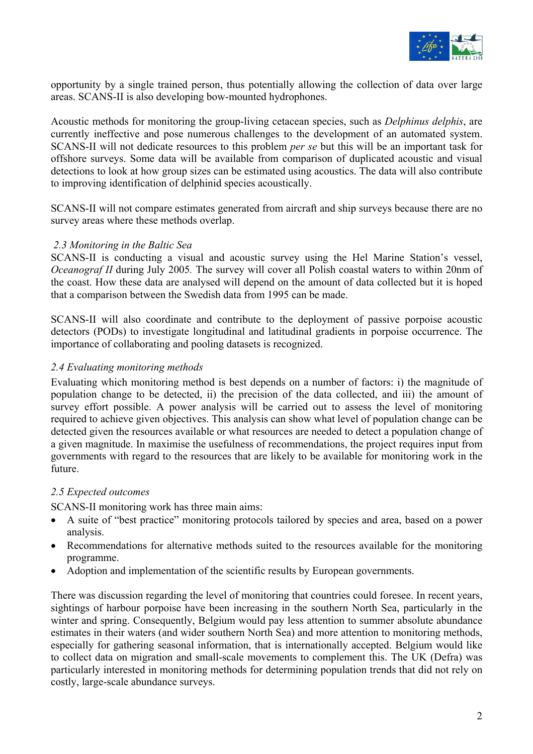opportunity by a single trained person, thus potentially allowing the collection of data over large areas. SCANS-II is also developing bow-mounted hydrophones.

Acoustic methods for monitoring the group-living cetacean species, such as *Delphinus delphis*, are currently ineffective and pose numerous challenges to the development of an automated system. SCANS-II will not dedicate resources to this problem *per se* but this will be an important task for offshore surveys. Some data will be available from comparison of duplicated acoustic and visual detections to look at how group sizes can be estimated using acoustics. The data will also contribute to improving identification of delphinid species acoustically.

SCANS-II will not compare estimates generated from aircraft and ship surveys because there are no survey areas where these methods overlap.

### *2.3 Monitoring in the Baltic Sea*

SCANS-II is conducting a visual and acoustic survey using the Hel Marine Station's vessel, *Oceanograf II* during July 2005. The survey will cover all Polish coastal waters to within 20nm of the coast. How these data are analysed will depend on the amount of data collected but it is hoped that a comparison between the Swedish data from 1995 can be made.

SCANS-II will also coordinate and contribute to the deployment of passive porpoise acoustic detectors (PODs) to investigate longitudinal and latitudinal gradients in porpoise occurrence. The importance of collaborating and pooling datasets is recognized.

### *2.4 Evaluating monitoring methods*

Evaluating which monitoring method is best depends on a number of factors: i) the magnitude of population change to be detected, ii) the precision of the data collected, and iii) the amount of survey effort possible. A power analysis will be carried out to assess the level of monitoring required to achieve given objectives. This analysis can show what level of population change can be detected given the resources available or what resources are needed to detect a population change of a given magnitude. In maximise the usefulness of recommendations, the project requires input from governments with regard to the resources that are likely to be available for monitoring work in the future.

### *2.5 Expected outcomes*

SCANS-II monitoring work has three main aims:

- A suite of "best practice" monitoring protocols tailored by species and area, based on a power analysis.
- Recommendations for alternative methods suited to the resources available for the monitoring programme.
- Adoption and implementation of the scientific results by European governments.

There was discussion regarding the level of monitoring that countries could foresee. In recent years, sightings of harbour porpoise have been increasing in the southern North Sea, particularly in the winter and spring. Consequently, Belgium would pay less attention to summer absolute abundance estimates in their waters (and wider southern North Sea) and more attention to monitoring methods, especially for gathering seasonal information, that is internationally accepted. Belgium would like to collect data on migration and small-scale movements to complement this. The UK (Defra) was particularly interested in monitoring methods for determining population trends that did not rely on costly, large-scale abundance surveys.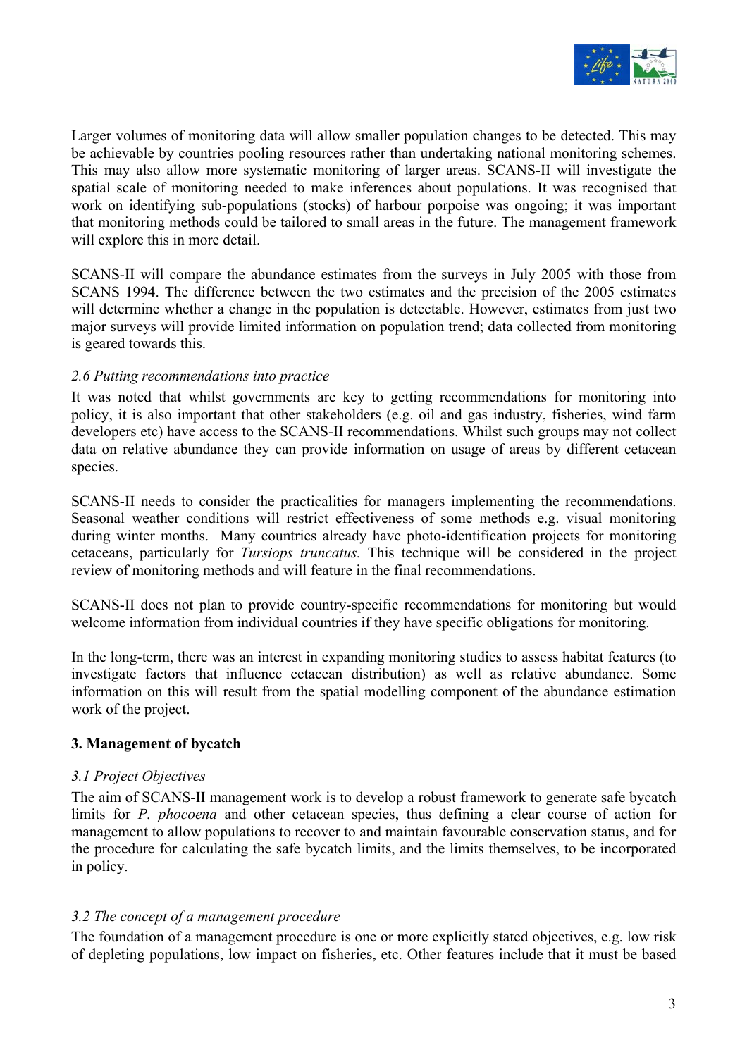Larger volumes of monitoring data will allow smaller population changes to be detected. This may be achievable by countries pooling resources rather than undertaking national monitoring schemes. This may also allow more systematic monitoring of larger areas. SCANS-II will investigate the spatial scale of monitoring needed to make inferences about populations. It was recognised that work on identifying sub-populations (stocks) of harbour porpoise was ongoing; it was important that monitoring methods could be tailored to small areas in the future. The management framework will explore this in more detail.

SCANS-II will compare the abundance estimates from the surveys in July 2005 with those from SCANS 1994. The difference between the two estimates and the precision of the 2005 estimates will determine whether a change in the population is detectable. However, estimates from just two major surveys will provide limited information on population trend; data collected from monitoring is geared towards this.

### *2.6 Putting recommendations into practice*

It was noted that whilst governments are key to getting recommendations for monitoring into policy, it is also important that other stakeholders (e.g. oil and gas industry, fisheries, wind farm developers etc) have access to the SCANS-II recommendations. Whilst such groups may not collect data on relative abundance they can provide information on usage of areas by different cetacean species.

SCANS-II needs to consider the practicalities for managers implementing the recommendations. Seasonal weather conditions will restrict effectiveness of some methods e.g. visual monitoring during winter months. Many countries already have photo-identification projects for monitoring cetaceans, particularly for *Tursiops truncatus.* This technique will be considered in the project review of monitoring methods and will feature in the final recommendations.

SCANS-II does not plan to provide country-specific recommendations for monitoring but would welcome information from individual countries if they have specific obligations for monitoring.

In the long-term, there was an interest in expanding monitoring studies to assess habitat features (to investigate factors that influence cetacean distribution) as well as relative abundance. Some information on this will result from the spatial modelling component of the abundance estimation work of the project.

## **3. Management of bycatch**

### *3.1 Project Objectives*

The aim of SCANS-II management work is to develop a robust framework to generate safe bycatch limits for *P. phocoena* and other cetacean species, thus defining a clear course of action for management to allow populations to recover to and maintain favourable conservation status, and for the procedure for calculating the safe bycatch limits, and the limits themselves, to be incorporated in policy.

### *3.2 The concept of a management procedure*

The foundation of a management procedure is one or more explicitly stated objectives, e.g. low risk of depleting populations, low impact on fisheries, etc. Other features include that it must be based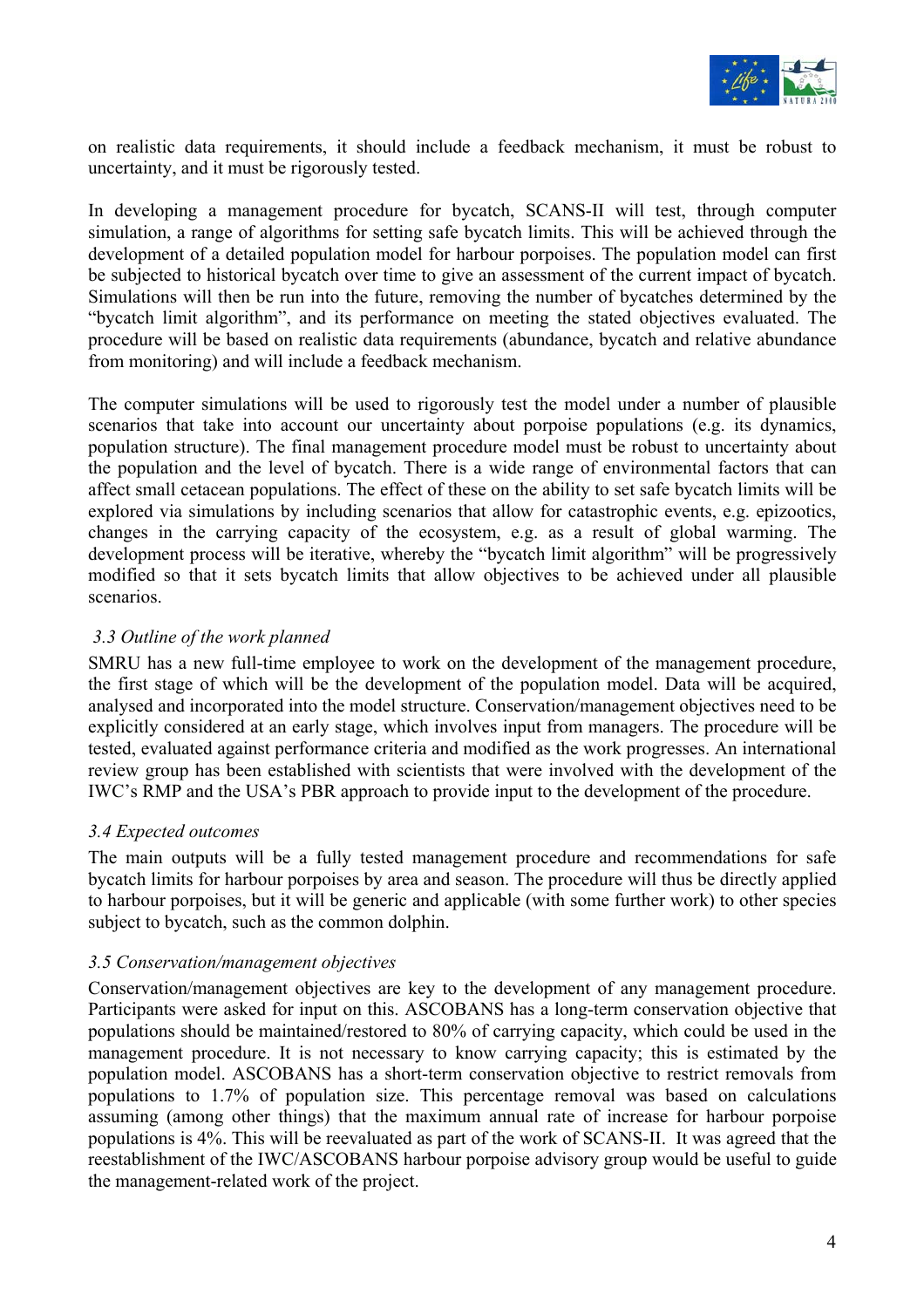on realistic data requirements, it should include a feedback mechanism, it must be robust to uncertainty, and it must be rigorously tested.

In developing a management procedure for bycatch, SCANS-II will test, through computer simulation, a range of algorithms for setting safe bycatch limits. This will be achieved through the development of a detailed population model for harbour porpoises. The population model can first be subjected to historical bycatch over time to give an assessment of the current impact of bycatch. Simulations will then be run into the future, removing the number of bycatches determined by the "bycatch limit algorithm", and its performance on meeting the stated objectives evaluated. The procedure will be based on realistic data requirements (abundance, bycatch and relative abundance from monitoring) and will include a feedback mechanism.

The computer simulations will be used to rigorously test the model under a number of plausible scenarios that take into account our uncertainty about porpoise populations (e.g. its dynamics, population structure). The final management procedure model must be robust to uncertainty about the population and the level of bycatch. There is a wide range of environmental factors that can affect small cetacean populations. The effect of these on the ability to set safe bycatch limits will be explored via simulations by including scenarios that allow for catastrophic events, e.g. epizootics, changes in the carrying capacity of the ecosystem, e.g. as a result of global warming. The development process will be iterative, whereby the "bycatch limit algorithm" will be progressively modified so that it sets bycatch limits that allow objectives to be achieved under all plausible scenarios.

### *3.3 Outline of the work planned*

SMRU has a new full-time employee to work on the development of the management procedure, the first stage of which will be the development of the population model. Data will be acquired, analysed and incorporated into the model structure. Conservation/management objectives need to be explicitly considered at an early stage, which involves input from managers. The procedure will be tested, evaluated against performance criteria and modified as the work progresses. An international review group has been established with scientists that were involved with the development of the IWC's RMP and the USA's PBR approach to provide input to the development of the procedure.

### *3.4 Expected outcomes*

The main outputs will be a fully tested management procedure and recommendations for safe bycatch limits for harbour porpoises by area and season. The procedure will thus be directly applied to harbour porpoises, but it will be generic and applicable (with some further work) to other species subject to bycatch, such as the common dolphin.

### *3.5 Conservation/management objectives*

Conservation/management objectives are key to the development of any management procedure. Participants were asked for input on this. ASCOBANS has a long-term conservation objective that populations should be maintained/restored to 80% of carrying capacity, which could be used in the management procedure. It is not necessary to know carrying capacity; this is estimated by the population model. ASCOBANS has a short-term conservation objective to restrict removals from populations to 1.7% of population size. This percentage removal was based on calculations assuming (among other things) that the maximum annual rate of increase for harbour porpoise populations is 4%. This will be reevaluated as part of the work of SCANS-II. It was agreed that the reestablishment of the IWC/ASCOBANS harbour porpoise advisory group would be useful to guide the management-related work of the project.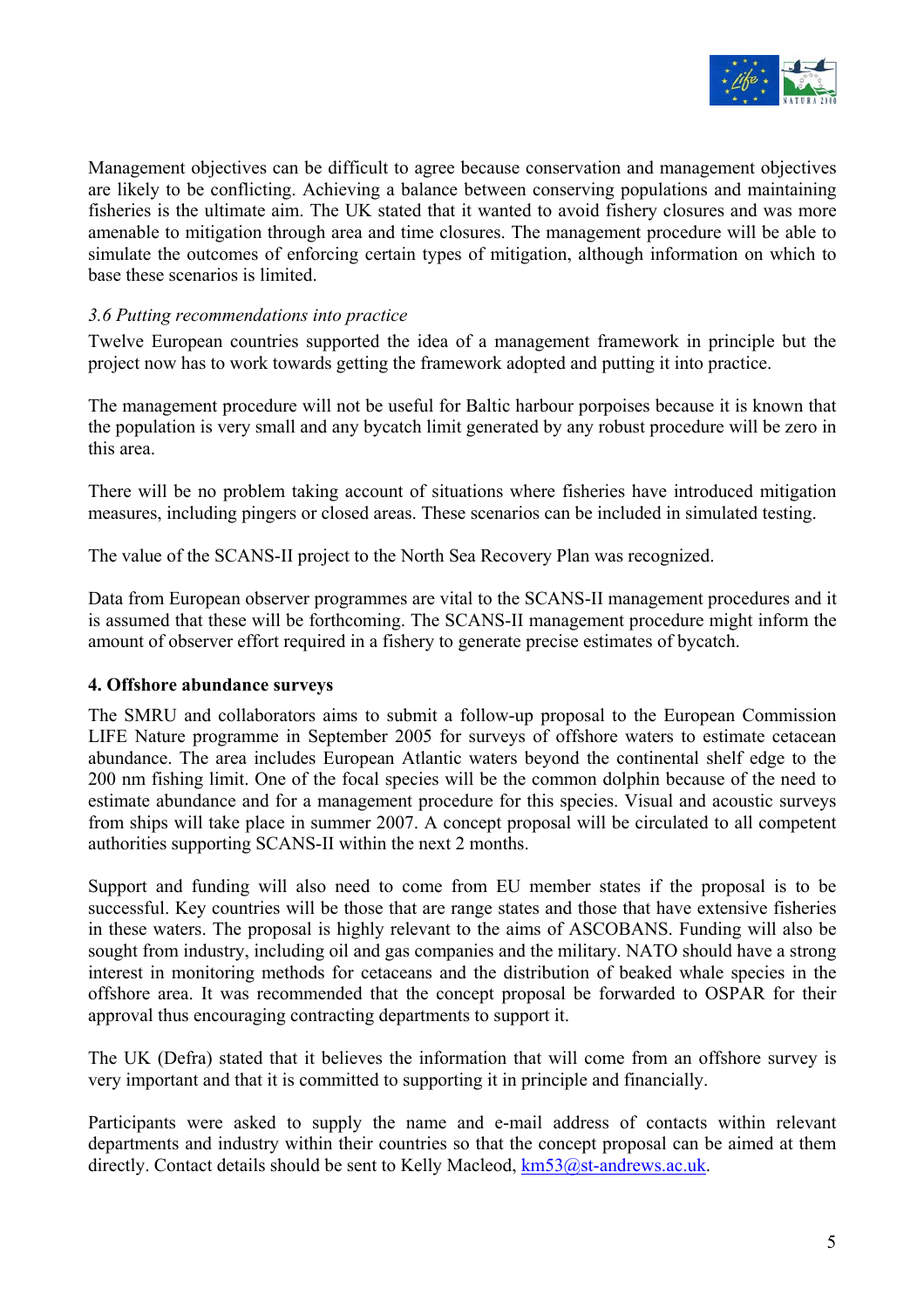Management objectives can be difficult to agree because conservation and management objectives are likely to be conflicting. Achieving a balance between conserving populations and maintaining fisheries is the ultimate aim. The UK stated that it wanted to avoid fishery closures and was more amenable to mitigation through area and time closures. The management procedure will be able to simulate the outcomes of enforcing certain types of mitigation, although information on which to base these scenarios is limited.

### *3.6 Putting recommendations into practice*

Twelve European countries supported the idea of a management framework in principle but the project now has to work towards getting the framework adopted and putting it into practice.

The management procedure will not be useful for Baltic harbour porpoises because it is known that the population is very small and any bycatch limit generated by any robust procedure will be zero in this area.

There will be no problem taking account of situations where fisheries have introduced mitigation measures, including pingers or closed areas. These scenarios can be included in simulated testing.

The value of the SCANS-II project to the North Sea Recovery Plan was recognized.

Data from European observer programmes are vital to the SCANS-II management procedures and it is assumed that these will be forthcoming. The SCANS-II management procedure might inform the amount of observer effort required in a fishery to generate precise estimates of bycatch.

## 4. Offshore abundance surveys

The SMRU and collaborators aims to submit a follow-up proposal to the European Commission LIFE Nature programme in September 2005 for surveys of offshore waters to estimate cetacean abundance. The area includes European Atlantic waters beyond the continental shelf edge to the 200 nm fishing limit. One of the focal species will be the common dolphin because of the need to estimate abundance and for a management procedure for this species. Visual and acoustic surveys from ships will take place in summer 2007. A concept proposal will be circulated to all competent authorities supporting SCANS-II within the next 2 months.

Support and funding will also need to come from EU member states if the proposal is to be successful. Key countries will be those that are range states and those that have extensive fisheries in these waters. The proposal is highly relevant to the aims of ASCOBANS. Funding will also be sought from industry, including oil and gas companies and the military. NATO should have a strong interest in monitoring methods for cetaceans and the distribution of beaked whale species in the offshore area. It was recommended that the concept proposal be forwarded to OSPAR for their approval thus encouraging contracting departments to support it.

The UK (Defra) stated that it believes the information that will come from an offshore survey is very important and that it is committed to supporting it in principle and financially.

Participants were asked to supply the name and e-mail address of contacts within relevant departments and industry within their countries so that the concept proposal can be aimed at them directly. Contact details should be sent to Kelly Macleod, km53@st-andrews.ac.uk.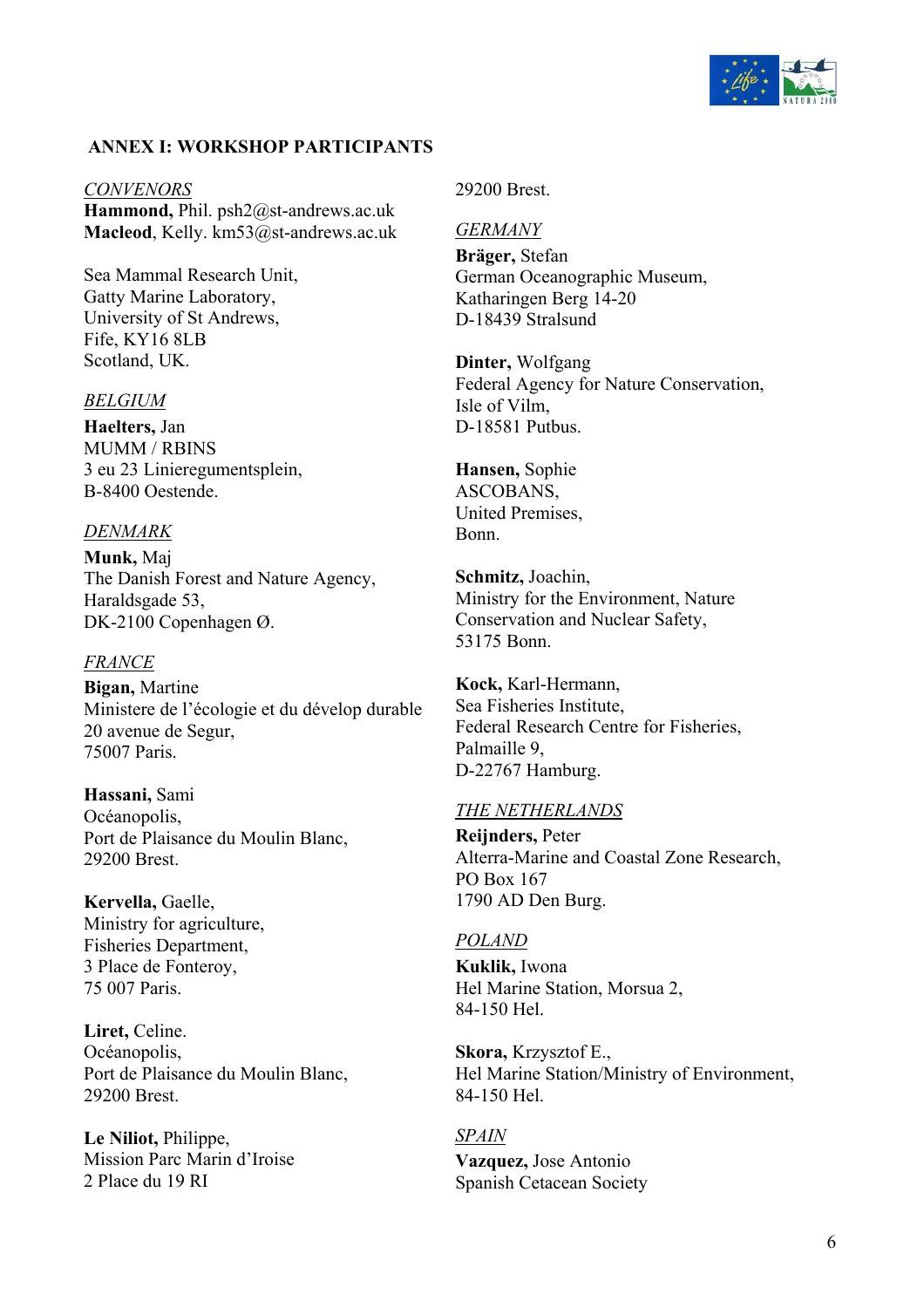## ANNEX I: WORKSHOP PARTICIPANTS

*CONVENORS*

**Hammond,** Phil. psh2@st-andrews.ac.uk
**Macleod**, Kelly. km53@st-andrews.ac.uk

Sea Mammal Research Unit,
Gatty Marine Laboratory,
University of St Andrews,
Fife, KY16 8LB
Scotland, UK.

*BELGIUM*

**Haelters,** Jan
MUMM / RBINS
3 eu 23 Linieregumentsplein,
B-8400 Oestende.

*DENMARK*

**Munk,** Maj
The Danish Forest and Nature Agency,
Haraldsgade 53,
DK-2100 Copenhagen Ø.

*FRANCE*

**Bigan,** Martine
Ministere de l'écologie et du dévelop durable
20 avenue de Segur,
75007 Paris.

**Hassani,** Sami
Océanopolis,
Port de Plaisance du Moulin Blanc,
29200 Brest.

**Kervella,** Gaelle,
Ministry for agriculture,
Fisheries Department,
3 Place de Fonteroy,
75 007 Paris.

**Liret,** Celine.
Océanopolis,
Port de Plaisance du Moulin Blanc,
29200 Brest.

**Le Niliot,** Philippe,
Mission Parc Marin d'Iroise
2 Place du 19 RI
29200 Brest.

*GERMANY*

**Bräger,** Stefan
German Oceanographic Museum,
Katharingen Berg 14-20
D-18439 Stralsund

**Dinter,** Wolfgang
Federal Agency for Nature Conservation,
Isle of Vilm,
D-18581 Putbus.

**Hansen,** Sophie
ASCOBANS,
United Premises,
Bonn.

**Schmitz,** Joachin,
Ministry for the Environment, Nature
Conservation and Nuclear Safety,
53175 Bonn.

**Kock,** Karl-Hermann,
Sea Fisheries Institute,
Federal Research Centre for Fisheries,
Palmaille 9,
D-22767 Hamburg.

*THE NETHERLANDS*

**Reijnders,** Peter
Alterra-Marine and Coastal Zone Research,
PO Box 167
1790 AD Den Burg.

*POLAND*

**Kuklik,** Iwona
Hel Marine Station, Morsua 2,
84-150 Hel.

**Skora,** Krzysztof E.,
Hel Marine Station/Ministry of Environment,
84-150 Hel.

*SPAIN*

**Vazquez,** Jose Antonio
Spanish Cetacean Society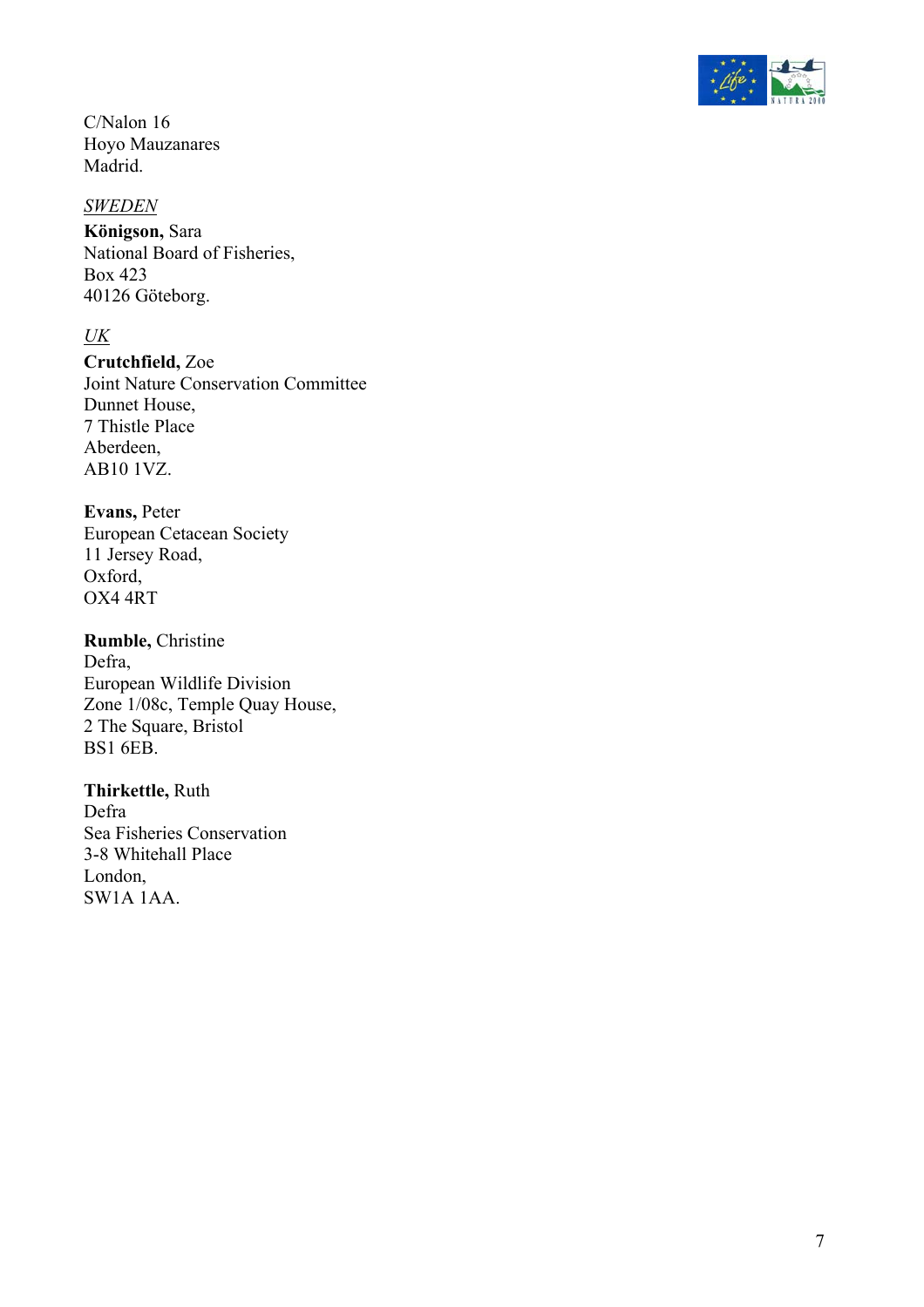C/Nalon 16
Hoyo Mauzanares
Madrid.

*SWEDEN*

**Königson,** Sara
National Board of Fisheries,
Box 423
40126 Göteborg.

*UK*

**Crutchfield,** Zoe
Joint Nature Conservation Committee
Dunnet House,
7 Thistle Place
Aberdeen,
AB10 1VZ.

**Evans,** Peter
European Cetacean Society
11 Jersey Road,
Oxford,
OX4 4RT

**Rumble,** Christine
Defra,
European Wildlife Division
Zone 1/08c, Temple Quay House,
2 The Square, Bristol
BS1 6EB.

**Thirkettle,** Ruth
Defra
Sea Fisheries Conservation
3-8 Whitehall Place
London,
SW1A 1AA.